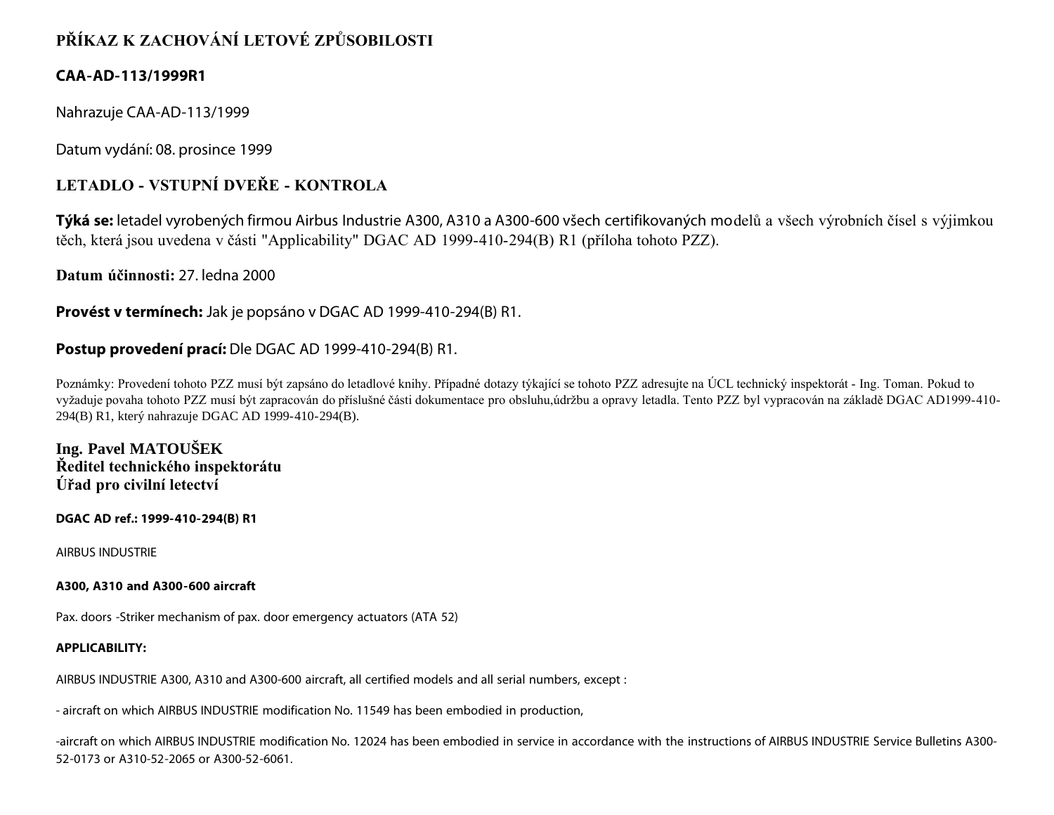# PŘÍKAZ K ZACHOVÁNÍ LETOVÉ ZPŮSOBILOSTI

**CAA-AD-113/1999R1**

Nahrazuje CAA-AD-113/1999

Datum vydání: 08. prosince 1999

## LETADLO - VSTUPNÍ DVEŘE - KONTROLA

**Týká se:** letadel vyrobených firmou Airbus Industrie A300, A310 a A300-600 všech certifikovaných modelů a všech výrobních čísel s výjimkou těch, která jsou uvedena v části "Applicability" DGAC AD 1999-410-294(B) R1 (příloha tohoto PZZ).

**Datum účinnosti:** 27. ledna 2000

**Provést v termínech:** Jak je popsáno v DGAC AD 1999-410-294(B) R1.

**Postup provedení prací:** Dle DGAC AD 1999-410-294(B) R1.

Poznámky: Provedení tohoto PZZ musí být zapsáno do letadlové knihy. Případné dotazy týkající se tohoto PZZ adresujte na ÚCL technický inspektorát - Ing. Toman. Pokud to vyžaduje povaha tohoto PZZ musí být zapracován do příslušné části dokumentace pro obsluhu,údržbu a opravy letadla. Tento PZZ byl vypracován na základě DGAC AD1999-410-294(B) R1, který nahrazuje DGAC AD 1999-410-294(B).

**Ing. Pavel MATOUŠEK**
**Ředitel technického inspektorátu**
**Úřad pro civilní letectví**

**DGAC AD ref.: 1999-410-294(B) R1**

AIRBUS INDUSTRIE

**A300, A310 and A300-600 aircraft**

Pax. doors -Striker mechanism of pax. door emergency actuators (ATA 52)

**APPLICABILITY:**

AIRBUS INDUSTRIE A300, A310 and A300-600 aircraft, all certified models and all serial numbers, except :

- aircraft on which AIRBUS INDUSTRIE modification No. 11549 has been embodied in production,

-aircraft on which AIRBUS INDUSTRIE modification No. 12024 has been embodied in service in accordance with the instructions of AIRBUS INDUSTRIE Service Bulletins A300-52-0173 or A310-52-2065 or A300-52-6061.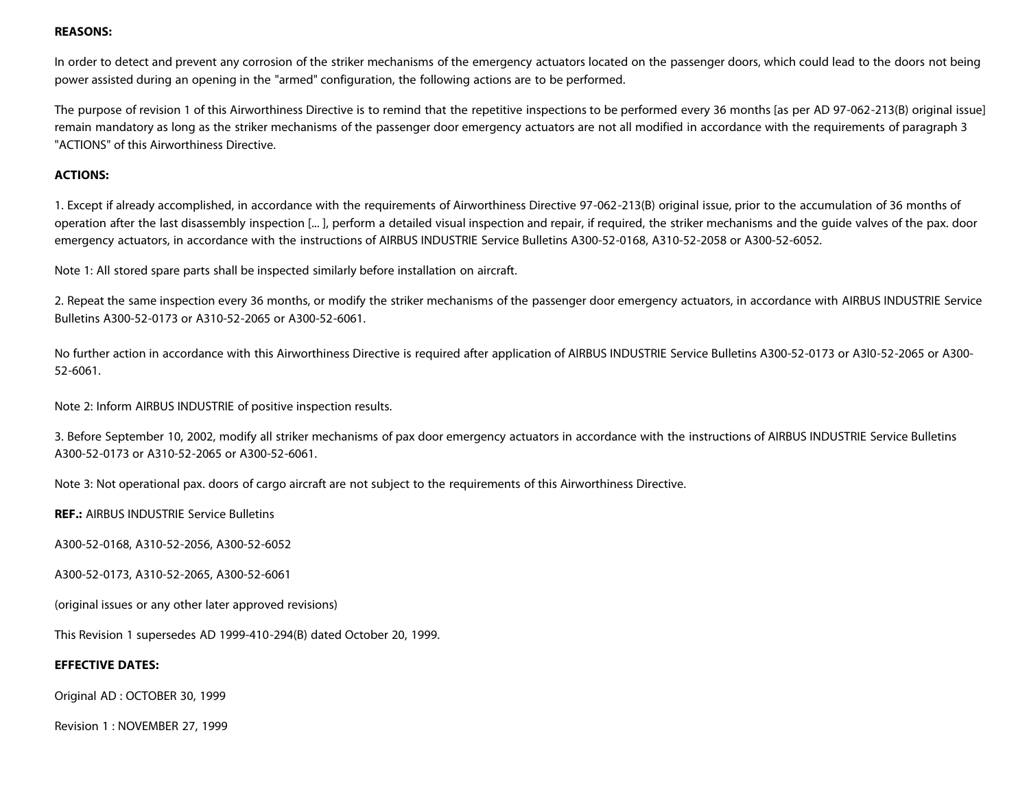**REASONS:**

In order to detect and prevent any corrosion of the striker mechanisms of the emergency actuators located on the passenger doors, which could lead to the doors not being power assisted during an opening in the "armed" configuration, the following actions are to be performed.

The purpose of revision 1 of this Airworthiness Directive is to remind that the repetitive inspections to be performed every 36 months [as per AD 97-062-213(B) original issue] remain mandatory as long as the striker mechanisms of the passenger door emergency actuators are not all modified in accordance with the requirements of paragraph 3 "ACTIONS" of this Airworthiness Directive.

**ACTIONS:**

1. Except if already accomplished, in accordance with the requirements of Airworthiness Directive 97-062-213(B) original issue, prior to the accumulation of 36 months of operation after the last disassembly inspection [... ], perform a detailed visual inspection and repair, if required, the striker mechanisms and the guide valves of the pax. door emergency actuators, in accordance with the instructions of AIRBUS INDUSTRIE Service Bulletins A300-52-0168, A310-52-2058 or A300-52-6052.

Note 1: All stored spare parts shall be inspected similarly before installation on aircraft.

2. Repeat the same inspection every 36 months, or modify the striker mechanisms of the passenger door emergency actuators, in accordance with AIRBUS INDUSTRIE Service Bulletins A300-52-0173 or A310-52-2065 or A300-52-6061.

No further action in accordance with this Airworthiness Directive is required after application of AIRBUS INDUSTRIE Service Bulletins A300-52-0173 or A3I0-52-2065 or A300-52-6061.

Note 2: Inform AIRBUS INDUSTRIE of positive inspection results.

3. Before September 10, 2002, modify all striker mechanisms of pax door emergency actuators in accordance with the instructions of AIRBUS INDUSTRIE Service Bulletins A300-52-0173 or A310-52-2065 or A300-52-6061.

Note 3: Not operational pax. doors of cargo aircraft are not subject to the requirements of this Airworthiness Directive.

**REF.:** AIRBUS INDUSTRIE Service Bulletins

A300-52-0168, A310-52-2056, A300-52-6052

A300-52-0173, A310-52-2065, A300-52-6061

(original issues or any other later approved revisions)

This Revision 1 supersedes AD 1999-410-294(B) dated October 20, 1999.

**EFFECTIVE DATES:**

Original AD : OCTOBER 30, 1999

Revision 1 : NOVEMBER 27, 1999